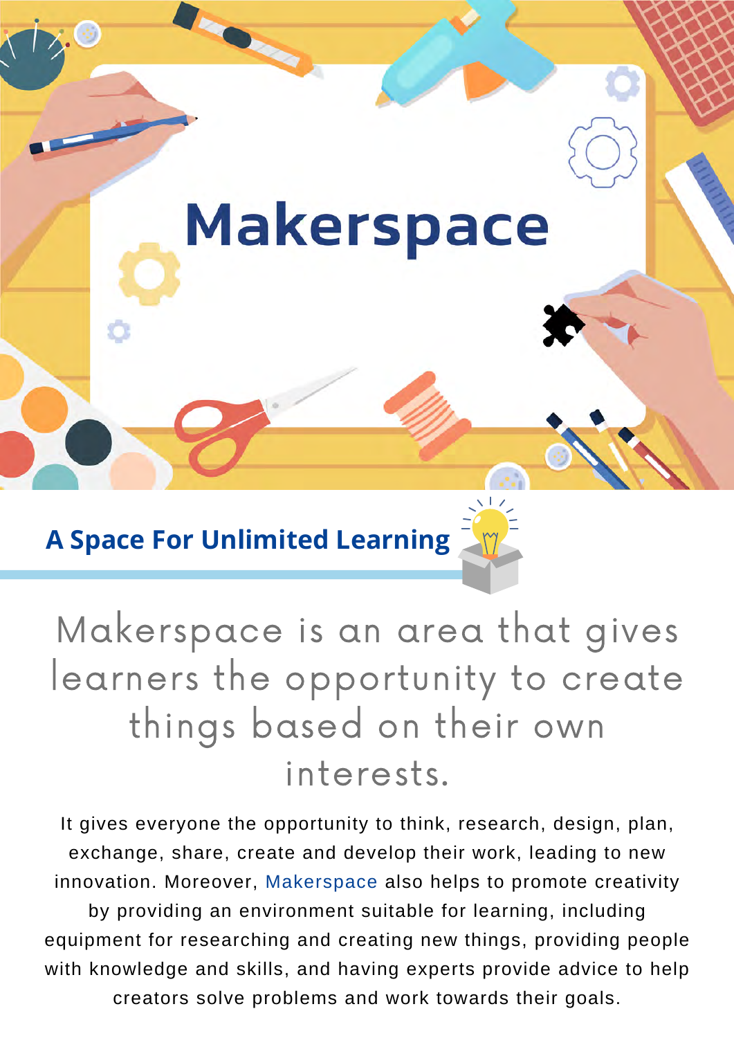# Makerspace

## A Space For Unlimited Learning

Makerspace is an area that gives learners the opportunity to create things based on their own interests.

It gives everyone the opportunity to think, research, design, plan, exchange, share, create and develop their work, leading to new innovation. Moreover, Makerspace also helps to promote creativity by providing an environment suitable for learning, including equipment for researching and creating new things, providing people with knowledge and skills, and having experts provide advice to help creators solve problems and work towards their goals.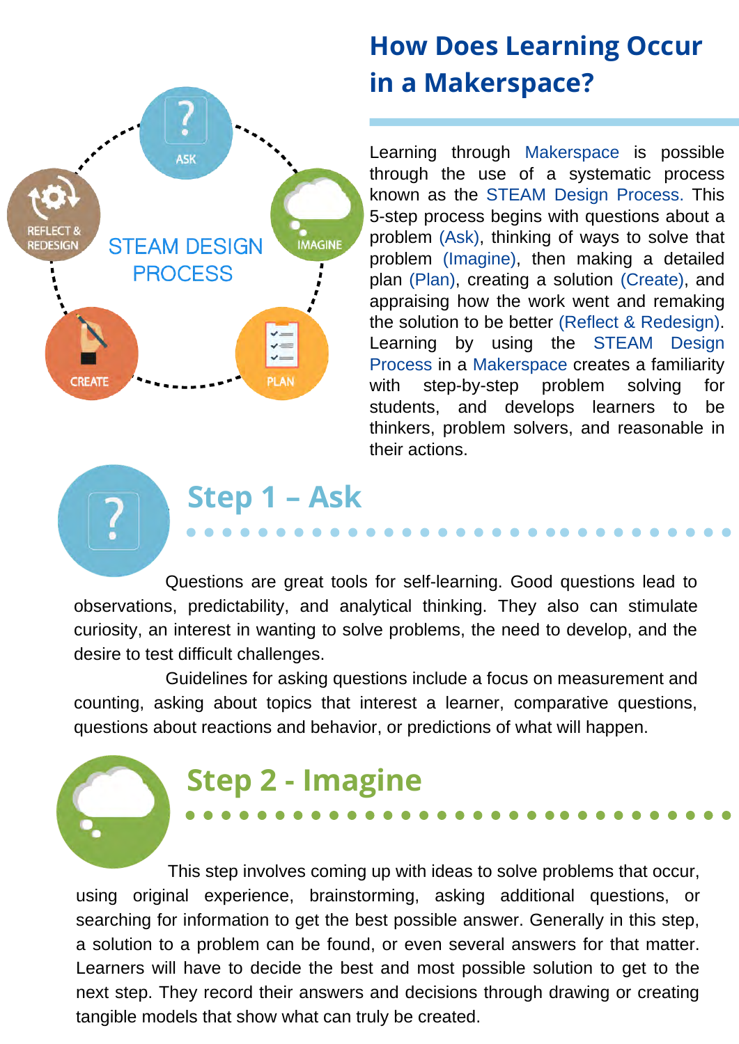## How Does Learning Occur in a Makerspace?

Learning through Makerspace is possible through the use of a systematic process known as the STEAM Design Process. This 5-step process begins with questions about a problem (Ask), thinking of ways to solve that problem (Imagine), then making a detailed plan (Plan), creating a solution (Create), and appraising how the work went and remaking the solution to be better (Reflect & Redesign). Learning by using the STEAM Design Process in a Makerspace creates a familiarity with step-by-step problem solving for students, and develops learners to be thinkers, problem solvers, and reasonable in their actions.

## Step 1 – Ask

Questions are great tools for self-learning. Good questions lead to observations, predictability, and analytical thinking. They also can stimulate curiosity, an interest in wanting to solve problems, the need to develop, and the desire to test difficult challenges.

Guidelines for asking questions include a focus on measurement and counting, asking about topics that interest a learner, comparative questions, questions about reactions and behavior, or predictions of what will happen.

## Step 2 - Imagine

This step involves coming up with ideas to solve problems that occur, using original experience, brainstorming, asking additional questions, or searching for information to get the best possible answer. Generally in this step, a solution to a problem can be found, or even several answers for that matter. Learners will have to decide the best and most possible solution to get to the next step. They record their answers and decisions through drawing or creating tangible models that show what can truly be created.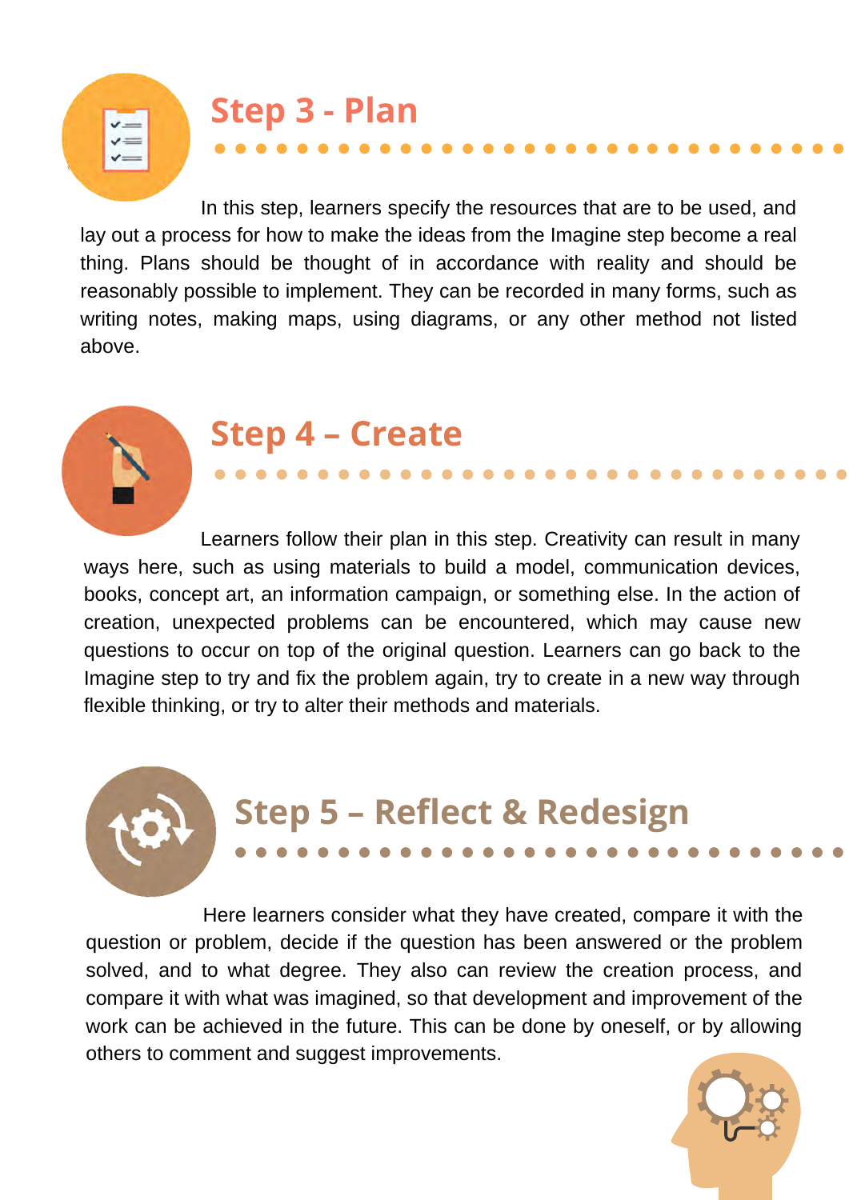## Step 3 - Plan

In this step, learners specify the resources that are to be used, and lay out a process for how to make the ideas from the Imagine step become a real thing. Plans should be thought of in accordance with reality and should be reasonably possible to implement. They can be recorded in many forms, such as writing notes, making maps, using diagrams, or any other method not listed above.

## Step 4 – Create

Learners follow their plan in this step. Creativity can result in many ways here, such as using materials to build a model, communication devices, books, concept art, an information campaign, or something else. In the action of creation, unexpected problems can be encountered, which may cause new questions to occur on top of the original question. Learners can go back to the Imagine step to try and fix the problem again, try to create in a new way through flexible thinking, or try to alter their methods and materials.

## Step 5 – Reflect & Redesign

Here learners consider what they have created, compare it with the question or problem, decide if the question has been answered or the problem solved, and to what degree. They also can review the creation process, and compare it with what was imagined, so that development and improvement of the work can be achieved in the future. This can be done by oneself, or by allowing others to comment and suggest improvements.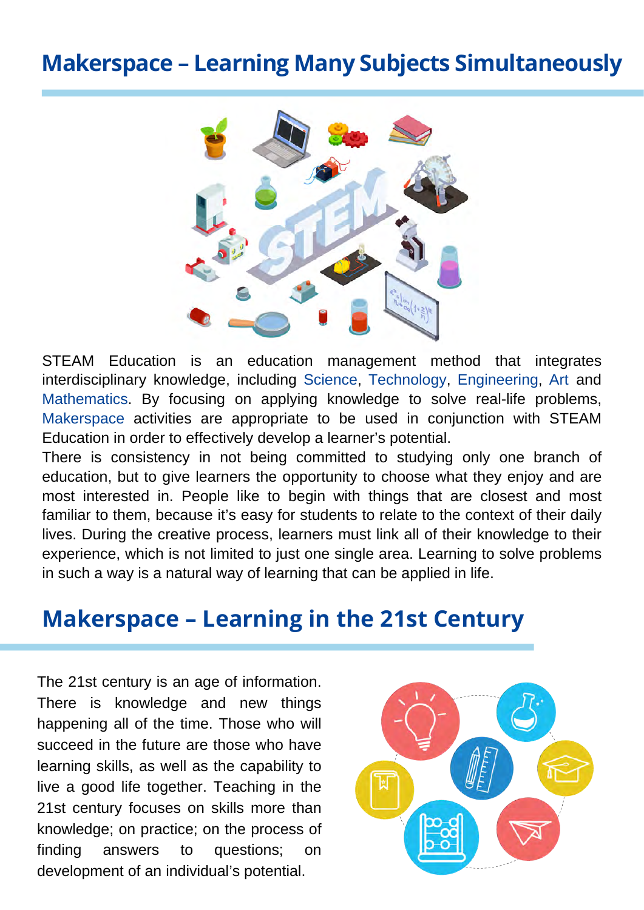## Makerspace – Learning Many Subjects Simultaneously

STEAM Education is an education management method that integrates interdisciplinary knowledge, including Science, Technology, Engineering, Art and Mathematics. By focusing on applying knowledge to solve real-life problems, Makerspace activities are appropriate to be used in conjunction with STEAM Education in order to effectively develop a learner's potential.

There is consistency in not being committed to studying only one branch of education, but to give learners the opportunity to choose what they enjoy and are most interested in. People like to begin with things that are closest and most familiar to them, because it's easy for students to relate to the context of their daily lives. During the creative process, learners must link all of their knowledge to their experience, which is not limited to just one single area. Learning to solve problems in such a way is a natural way of learning that can be applied in life.

## Makerspace – Learning in the 21st Century

The 21st century is an age of information. There is knowledge and new things happening all of the time. Those who will succeed in the future are those who have learning skills, as well as the capability to live a good life together. Teaching in the 21st century focuses on skills more than knowledge; on practice; on the process of finding answers to questions; on development of an individual's potential.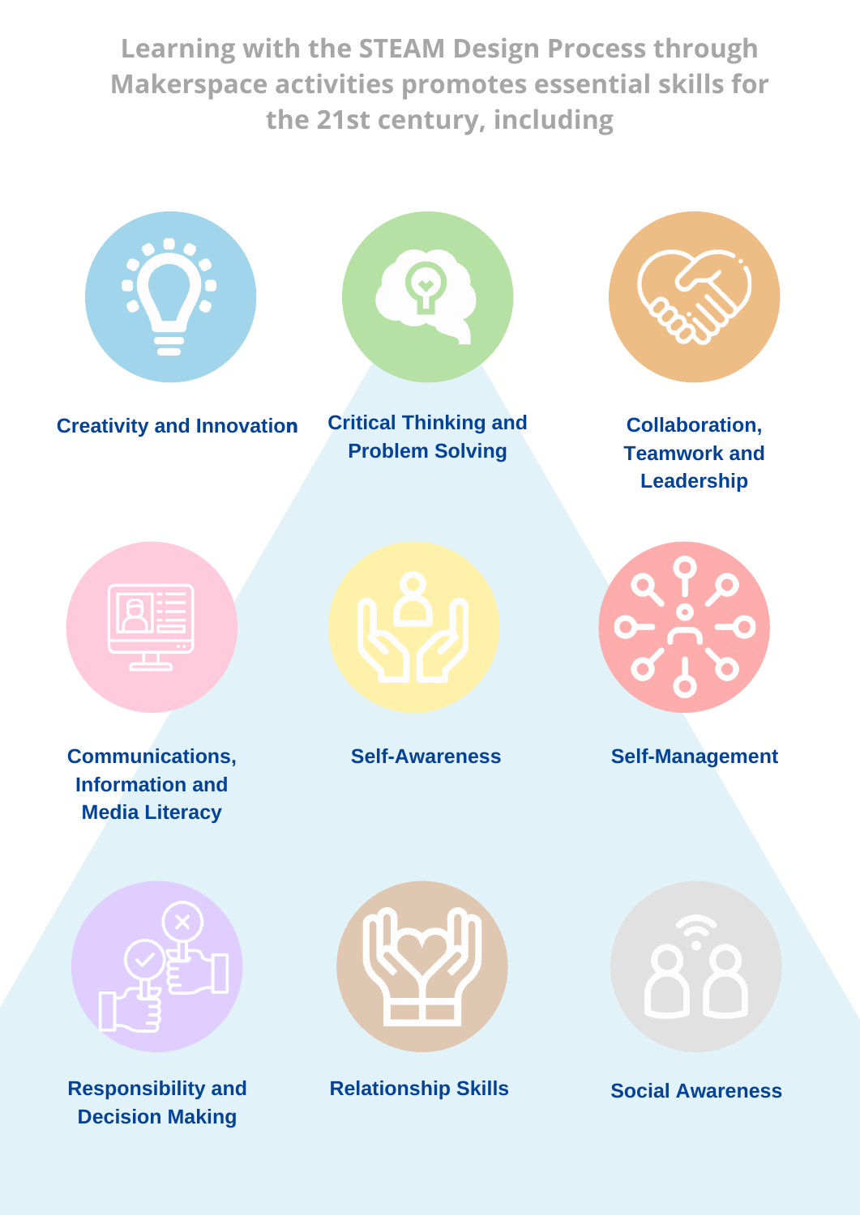Learning with the STEAM Design Process through Makerspace activities promotes essential skills for the 21st century, including

- Creativity and Innovation
- Critical Thinking and Problem Solving
- Collaboration, Teamwork and Leadership
- Communications, Information and Media Literacy
- Self-Awareness
- Self-Management
- Responsibility and Decision Making
- Relationship Skills
- Social Awareness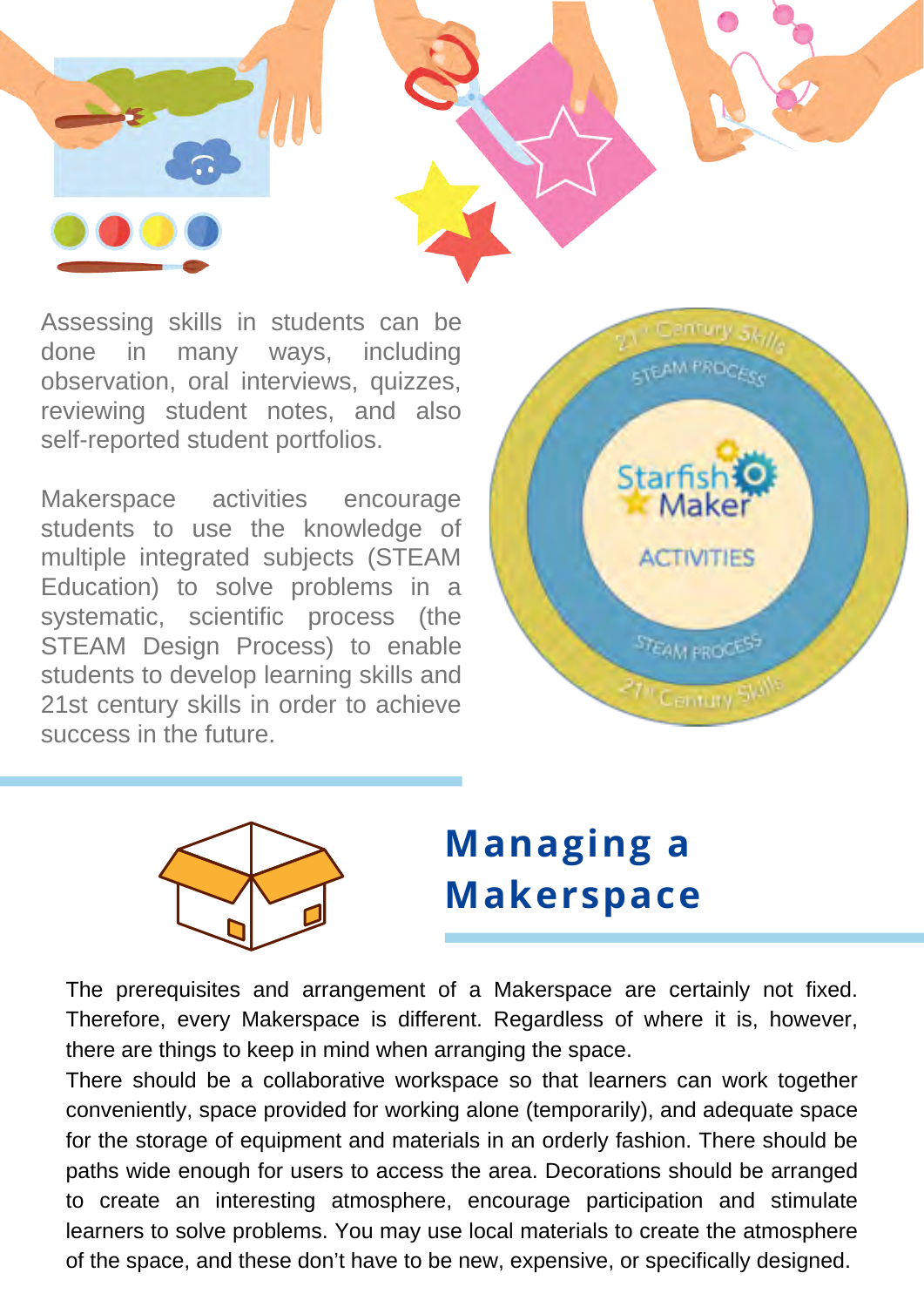Assessing skills in students can be done in many ways, including observation, oral interviews, quizzes, reviewing student notes, and also self-reported student portfolios.

Makerspace activities encourage students to use the knowledge of multiple integrated subjects (STEAM Education) to solve problems in a systematic, scientific process (the STEAM Design Process) to enable students to develop learning skills and 21st century skills in order to achieve success in the future.

## Managing a Makerspace

The prerequisites and arrangement of a Makerspace are certainly not fixed. Therefore, every Makerspace is different. Regardless of where it is, however, there are things to keep in mind when arranging the space.

There should be a collaborative workspace so that learners can work together conveniently, space provided for working alone (temporarily), and adequate space for the storage of equipment and materials in an orderly fashion. There should be paths wide enough for users to access the area. Decorations should be arranged to create an interesting atmosphere, encourage participation and stimulate learners to solve problems. You may use local materials to create the atmosphere of the space, and these don't have to be new, expensive, or specifically designed.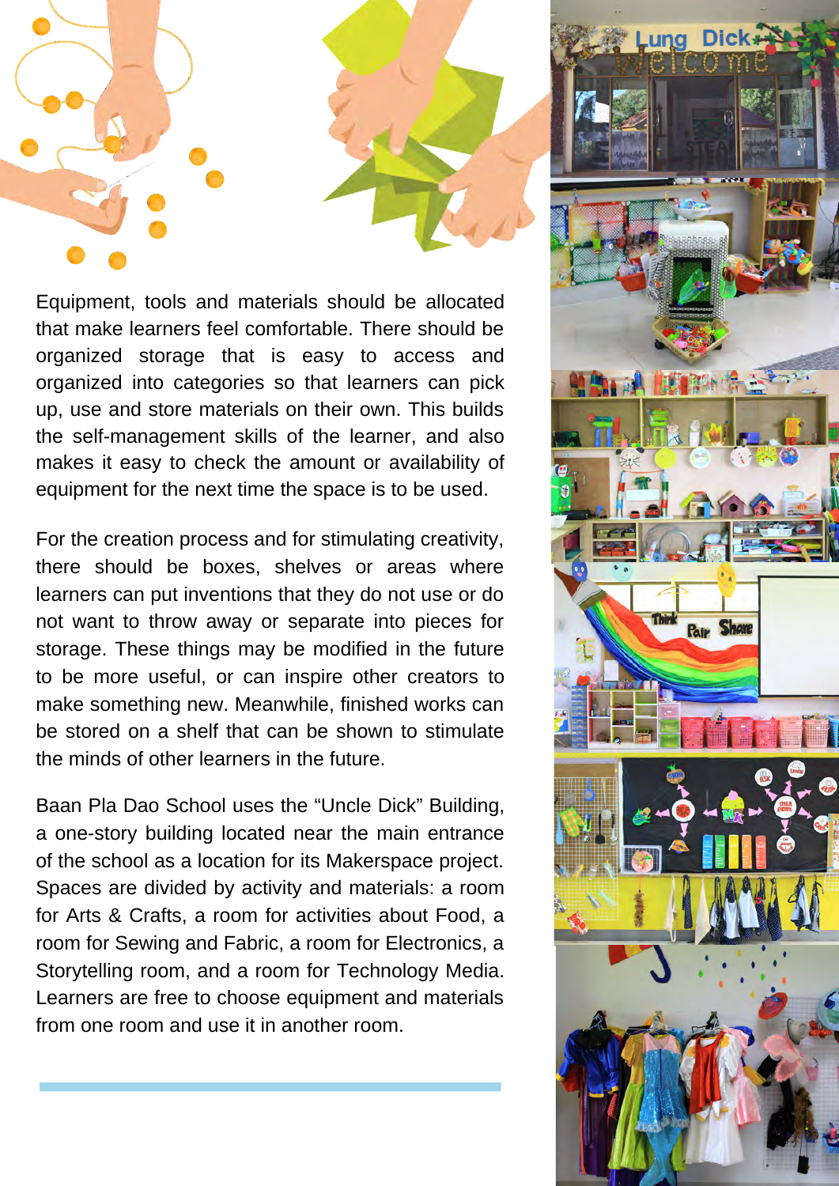Equipment, tools and materials should be allocated that make learners feel comfortable. There should be organized storage that is easy to access and organized into categories so that learners can pick up, use and store materials on their own. This builds the self-management skills of the learner, and also makes it easy to check the amount or availability of equipment for the next time the space is to be used.

For the creation process and for stimulating creativity, there should be boxes, shelves or areas where learners can put inventions that they do not use or do not want to throw away or separate into pieces for storage. These things may be modified in the future to be more useful, or can inspire other creators to make something new. Meanwhile, finished works can be stored on a shelf that can be shown to stimulate the minds of other learners in the future.

Baan Pla Dao School uses the “Uncle Dick” Building, a one-story building located near the main entrance of the school as a location for its Makerspace project. Spaces are divided by activity and materials: a room for Arts & Crafts, a room for activities about Food, a room for Sewing and Fabric, a room for Electronics, a Storytelling room, and a room for Technology Media. Learners are free to choose equipment and materials from one room and use it in another room.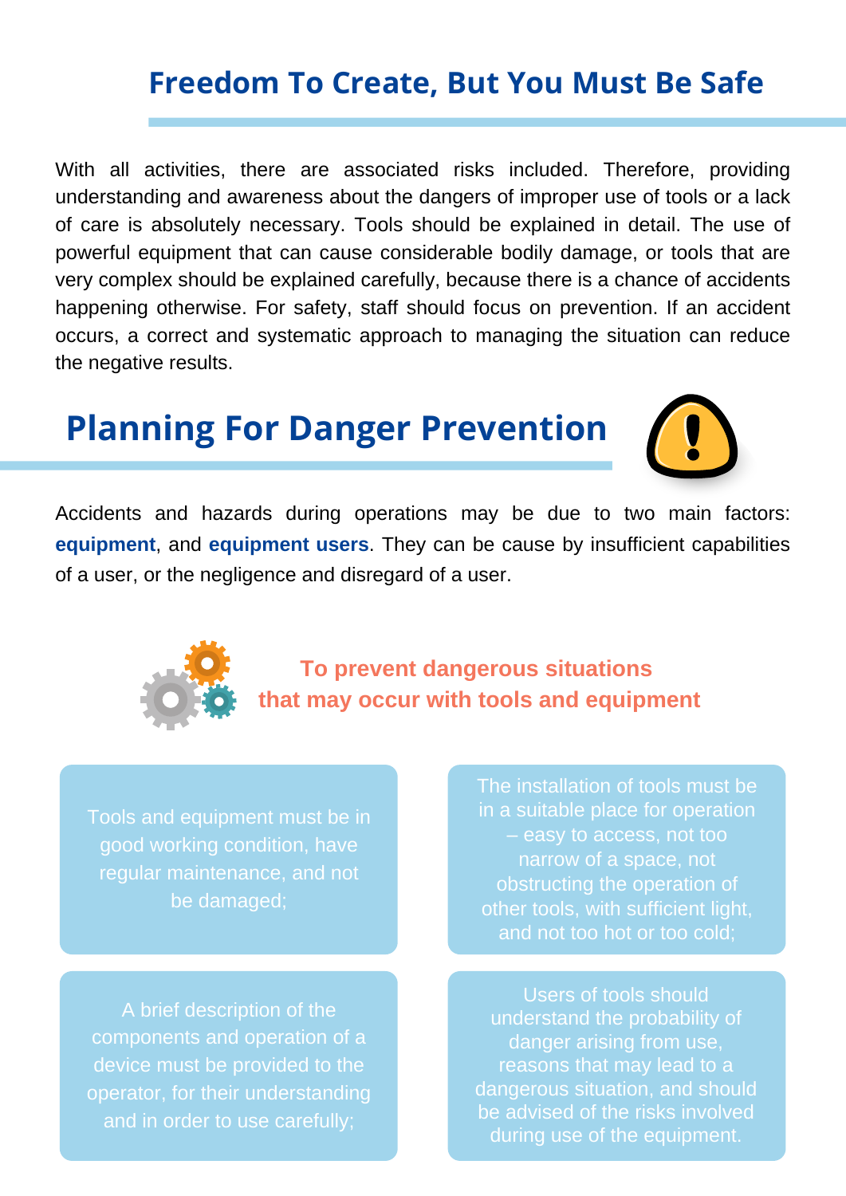## Freedom To Create, But You Must Be Safe

With all activities, there are associated risks included. Therefore, providing understanding and awareness about the dangers of improper use of tools or a lack of care is absolutely necessary. Tools should be explained in detail. The use of powerful equipment that can cause considerable bodily damage, or tools that are very complex should be explained carefully, because there is a chance of accidents happening otherwise. For safety, staff should focus on prevention. If an accident occurs, a correct and systematic approach to managing the situation can reduce the negative results.

## Planning For Danger Prevention

Accidents and hazards during operations may be due to two main factors: **equipment**, and **equipment users**. They can be cause by insufficient capabilities of a user, or the negligence and disregard of a user.

### To prevent dangerous situations that may occur with tools and equipment

- Tools and equipment must be in good working condition, have regular maintenance, and not be damaged;
- The installation of tools must be in a suitable place for operation – easy to access, not too narrow of a space, not obstructing the operation of other tools, with sufficient light, and not too hot or too cold;
- A brief description of the components and operation of a device must be provided to the operator, for their understanding and in order to use carefully;
- Users of tools should understand the probability of danger arising from use, reasons that may lead to a dangerous situation, and should be advised of the risks involved during use of the equipment.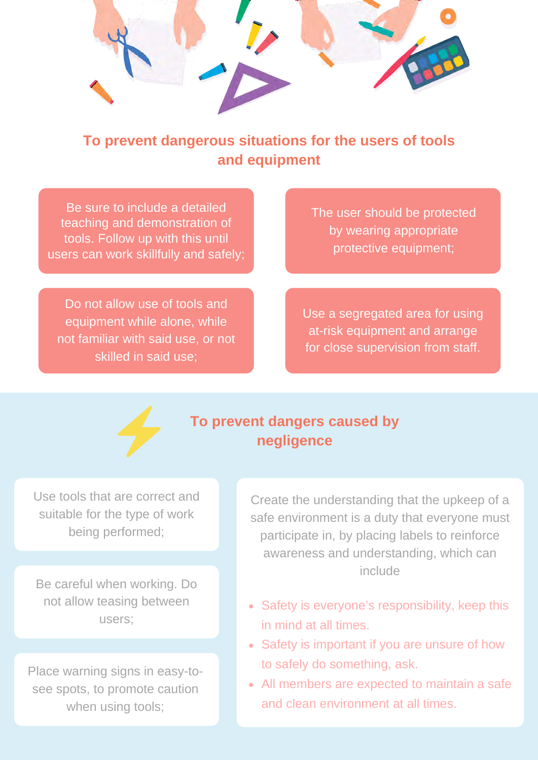## To prevent dangerous situations for the users of tools and equipment

Be sure to include a detailed teaching and demonstration of tools. Follow up with this until users can work skillfully and safely;

The user should be protected by wearing appropriate protective equipment;

Do not allow use of tools and equipment while alone, while not familiar with said use, or not skilled in said use;

Use a segregated area for using at-risk equipment and arrange for close supervision from staff.

## To prevent dangers caused by negligence

Use tools that are correct and suitable for the type of work being performed;

Be careful when working. Do not allow teasing between users;

Place warning signs in easy-to-see spots, to promote caution when using tools;

Create the understanding that the upkeep of a safe environment is a duty that everyone must participate in, by placing labels to reinforce awareness and understanding, which can include

- Safety is everyone's responsibility, keep this in mind at all times.
- Safety is important if you are unsure of how to safely do something, ask.
- All members are expected to maintain a safe and clean environment at all times.